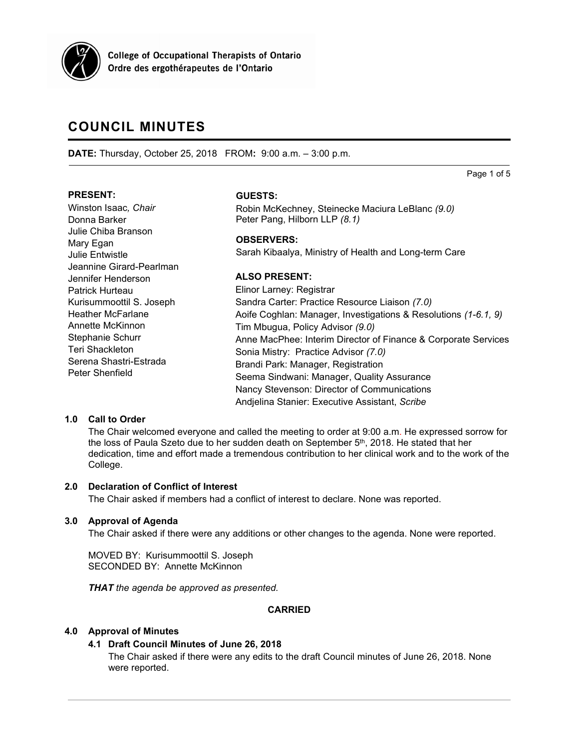College of Occupational Therapists of Ontario
Ordre des ergothérapeutes de l'Ontario

# COUNCIL MINUTES

**DATE:** Thursday, October 25, 2018 FROM**:** 9:00 a.m. – 3:00 p.m.

**PRESENT:**
Winston Isaac*, Chair*
Donna Barker
Julie Chiba Branson
Mary Egan
Julie Entwistle
Jeannine Girard-Pearlman
Jennifer Henderson
Patrick Hurteau
Kurisummoottil S. Joseph
Heather McFarlane
Annette McKinnon
Stephanie Schurr
Teri Shackleton
Serena Shastri-Estrada
Peter Shenfield

**GUESTS:**
Robin McKechney, Steinecke Maciura LeBlanc *(9.0)*
Peter Pang, Hilborn LLP *(8.1)*

**OBSERVERS:**
Sarah Kibaalya, Ministry of Health and Long-term Care

**ALSO PRESENT:**
Elinor Larney: Registrar
Sandra Carter: Practice Resource Liaison *(7.0)*
Aoife Coghlan: Manager, Investigations & Resolutions *(1-6.1, 9)*
Tim Mbugua, Policy Advisor *(9.0)*
Anne MacPhee: Interim Director of Finance & Corporate Services
Sonia Mistry: Practice Advisor *(7.0)*
Brandi Park: Manager, Registration
Seema Sindwani: Manager, Quality Assurance
Nancy Stevenson: Director of Communications
Andjelina Stanier: Executive Assistant, *Scribe*

### 1.0 Call to Order

The Chair welcomed everyone and called the meeting to order at 9:00 a.m. He expressed sorrow for the loss of Paula Szeto due to her sudden death on September 5th, 2018. He stated that her dedication, time and effort made a tremendous contribution to her clinical work and to the work of the College.

### 2.0 Declaration of Conflict of Interest

The Chair asked if members had a conflict of interest to declare. None was reported.

### 3.0 Approval of Agenda

The Chair asked if there were any additions or other changes to the agenda. None were reported.

MOVED BY: Kurisummoottil S. Joseph
SECONDED BY: Annette McKinnon

***THAT** the agenda be approved as presented.*

**CARRIED**

### 4.0 Approval of Minutes

#### 4.1 Draft Council Minutes of June 26, 2018

The Chair asked if there were any edits to the draft Council minutes of June 26, 2018. None were reported.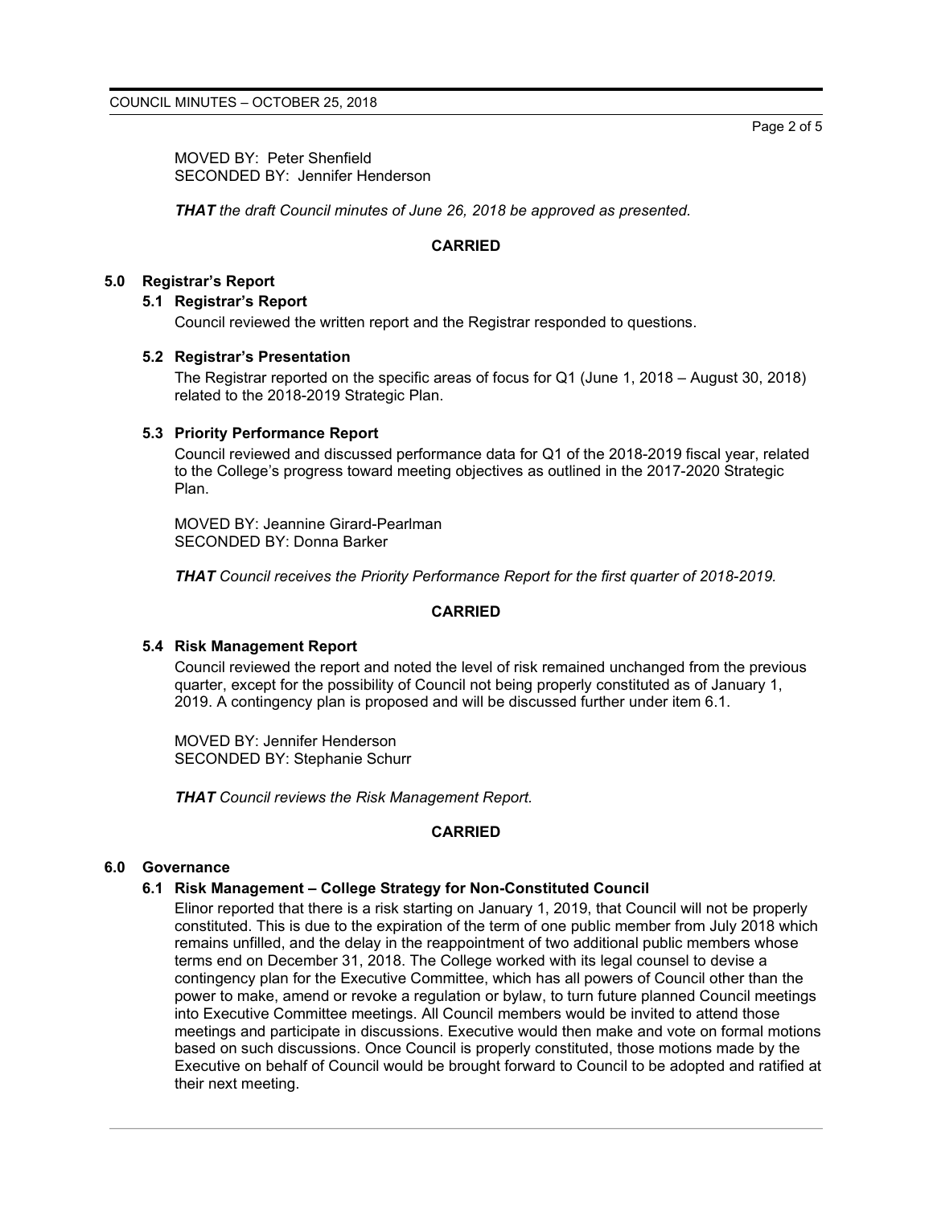MOVED BY: Peter Shenfield
SECONDED BY: Jennifer Henderson

***THAT** the draft Council minutes of June 26, 2018 be approved as presented.*

**CARRIED**

## 5.0 Registrar's Report

### 5.1 Registrar's Report

Council reviewed the written report and the Registrar responded to questions.

### 5.2 Registrar's Presentation

The Registrar reported on the specific areas of focus for Q1 (June 1, 2018 – August 30, 2018) related to the 2018-2019 Strategic Plan.

### 5.3 Priority Performance Report

Council reviewed and discussed performance data for Q1 of the 2018-2019 fiscal year, related to the College's progress toward meeting objectives as outlined in the 2017-2020 Strategic Plan.

MOVED BY: Jeannine Girard-Pearlman
SECONDED BY: Donna Barker

***THAT** Council receives the Priority Performance Report for the first quarter of 2018-2019.*

**CARRIED**

### 5.4 Risk Management Report

Council reviewed the report and noted the level of risk remained unchanged from the previous quarter, except for the possibility of Council not being properly constituted as of January 1, 2019. A contingency plan is proposed and will be discussed further under item 6.1.

MOVED BY: Jennifer Henderson
SECONDED BY: Stephanie Schurr

***THAT** Council reviews the Risk Management Report.*

**CARRIED**

## 6.0 Governance

### 6.1 Risk Management – College Strategy for Non-Constituted Council

Elinor reported that there is a risk starting on January 1, 2019, that Council will not be properly constituted. This is due to the expiration of the term of one public member from July 2018 which remains unfilled, and the delay in the reappointment of two additional public members whose terms end on December 31, 2018. The College worked with its legal counsel to devise a contingency plan for the Executive Committee, which has all powers of Council other than the power to make, amend or revoke a regulation or bylaw, to turn future planned Council meetings into Executive Committee meetings. All Council members would be invited to attend those meetings and participate in discussions. Executive would then make and vote on formal motions based on such discussions. Once Council is properly constituted, those motions made by the Executive on behalf of Council would be brought forward to Council to be adopted and ratified at their next meeting.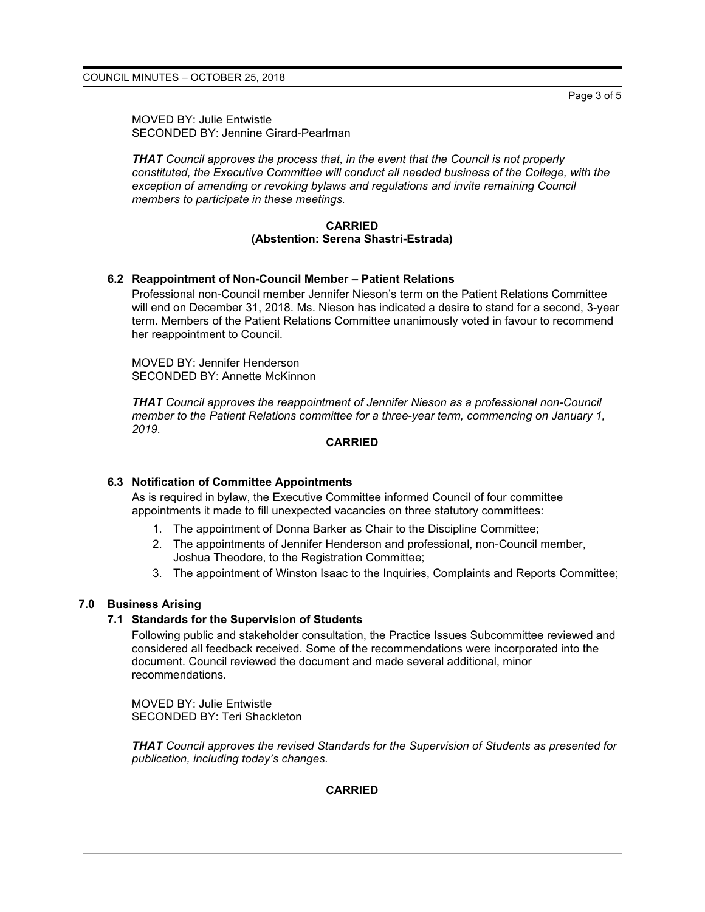MOVED BY: Julie Entwistle
SECONDED BY: Jennine Girard-Pearlman

***THAT** Council approves the process that, in the event that the Council is not properly constituted, the Executive Committee will conduct all needed business of the College, with the exception of amending or revoking bylaws and regulations and invite remaining Council members to participate in these meetings.*

**CARRIED**
**(Abstention: Serena Shastri-Estrada)**

### 6.2 Reappointment of Non-Council Member – Patient Relations

Professional non-Council member Jennifer Nieson's term on the Patient Relations Committee will end on December 31, 2018. Ms. Nieson has indicated a desire to stand for a second, 3-year term. Members of the Patient Relations Committee unanimously voted in favour to recommend her reappointment to Council.

MOVED BY: Jennifer Henderson
SECONDED BY: Annette McKinnon

***THAT** Council approves the reappointment of Jennifer Nieson as a professional non-Council member to the Patient Relations committee for a three-year term, commencing on January 1, 2019.*

**CARRIED**

### 6.3 Notification of Committee Appointments

As is required in bylaw, the Executive Committee informed Council of four committee appointments it made to fill unexpected vacancies on three statutory committees:

1. The appointment of Donna Barker as Chair to the Discipline Committee;
2. The appointments of Jennifer Henderson and professional, non-Council member, Joshua Theodore, to the Registration Committee;
3. The appointment of Winston Isaac to the Inquiries, Complaints and Reports Committee;

## 7.0 Business Arising

### 7.1 Standards for the Supervision of Students

Following public and stakeholder consultation, the Practice Issues Subcommittee reviewed and considered all feedback received. Some of the recommendations were incorporated into the document. Council reviewed the document and made several additional, minor recommendations.

MOVED BY: Julie Entwistle
SECONDED BY: Teri Shackleton

***THAT** Council approves the revised Standards for the Supervision of Students as presented for publication, including today's changes.*

**CARRIED**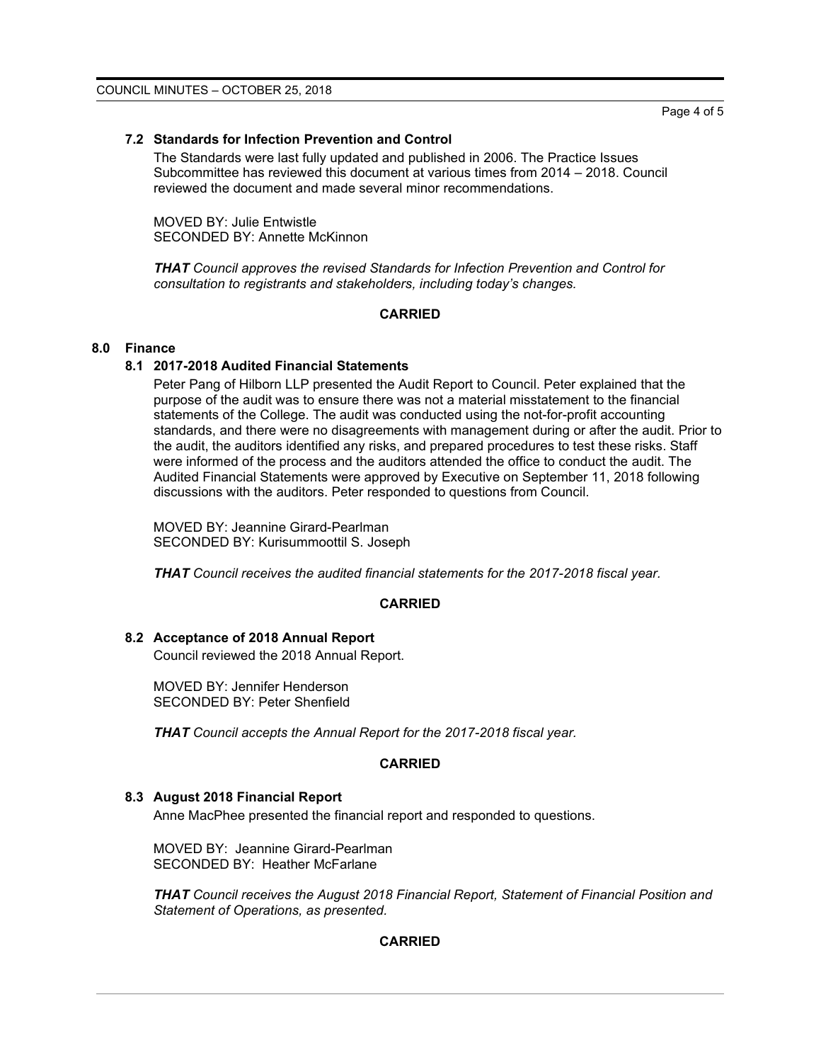### 7.2 Standards for Infection Prevention and Control

The Standards were last fully updated and published in 2006. The Practice Issues Subcommittee has reviewed this document at various times from 2014 – 2018. Council reviewed the document and made several minor recommendations.

MOVED BY: Julie Entwistle
SECONDED BY: Annette McKinnon

***THAT*** *Council approves the revised Standards for Infection Prevention and Control for consultation to registrants and stakeholders, including today's changes.*

**CARRIED**

## 8.0 Finance

### 8.1 2017-2018 Audited Financial Statements

Peter Pang of Hilborn LLP presented the Audit Report to Council. Peter explained that the purpose of the audit was to ensure there was not a material misstatement to the financial statements of the College. The audit was conducted using the not-for-profit accounting standards, and there were no disagreements with management during or after the audit. Prior to the audit, the auditors identified any risks, and prepared procedures to test these risks. Staff were informed of the process and the auditors attended the office to conduct the audit. The Audited Financial Statements were approved by Executive on September 11, 2018 following discussions with the auditors. Peter responded to questions from Council.

MOVED BY: Jeannine Girard-Pearlman
SECONDED BY: Kurisummoottil S. Joseph

***THAT*** *Council receives the audited financial statements for the 2017-2018 fiscal year.*

**CARRIED**

### 8.2 Acceptance of 2018 Annual Report

Council reviewed the 2018 Annual Report.

MOVED BY: Jennifer Henderson
SECONDED BY: Peter Shenfield

***THAT*** *Council accepts the Annual Report for the 2017-2018 fiscal year.*

**CARRIED**

### 8.3 August 2018 Financial Report

Anne MacPhee presented the financial report and responded to questions.

MOVED BY: Jeannine Girard-Pearlman
SECONDED BY: Heather McFarlane

***THAT*** *Council receives the August 2018 Financial Report, Statement of Financial Position and Statement of Operations, as presented.*

**CARRIED**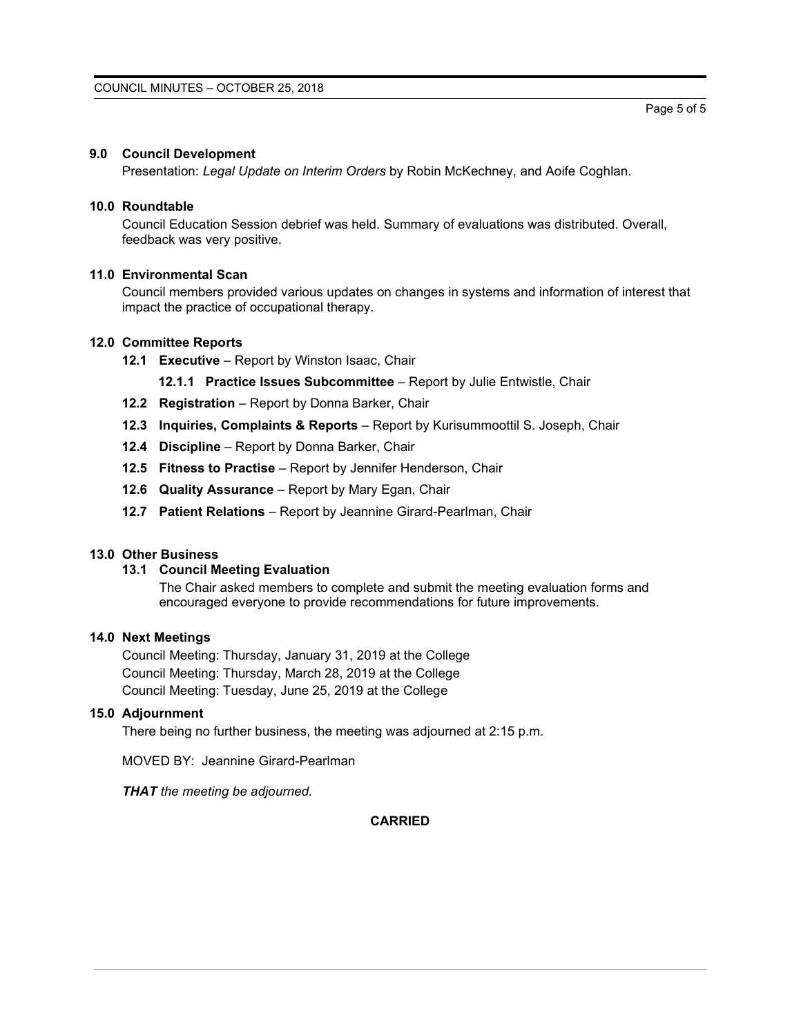## 9.0 Council Development

Presentation: *Legal Update on Interim Orders* by Robin McKechney, and Aoife Coghlan.

## 10.0 Roundtable

Council Education Session debrief was held. Summary of evaluations was distributed. Overall, feedback was very positive.

## 11.0 Environmental Scan

Council members provided various updates on changes in systems and information of interest that impact the practice of occupational therapy.

## 12.0 Committee Reports

**12.1 Executive** – Report by Winston Isaac, Chair

**12.1.1 Practice Issues Subcommittee** – Report by Julie Entwistle, Chair

**12.2 Registration** – Report by Donna Barker, Chair

**12.3 Inquiries, Complaints & Reports** – Report by Kurisummoottil S. Joseph, Chair

**12.4 Discipline** – Report by Donna Barker, Chair

**12.5 Fitness to Practise** – Report by Jennifer Henderson, Chair

**12.6 Quality Assurance** – Report by Mary Egan, Chair

**12.7 Patient Relations** – Report by Jeannine Girard-Pearlman, Chair

## 13.0 Other Business

### 13.1 Council Meeting Evaluation

The Chair asked members to complete and submit the meeting evaluation forms and encouraged everyone to provide recommendations for future improvements.

## 14.0 Next Meetings

Council Meeting: Thursday, January 31, 2019 at the College
Council Meeting: Thursday, March 28, 2019 at the College
Council Meeting: Tuesday, June 25, 2019 at the College

## 15.0 Adjournment

There being no further business, the meeting was adjourned at 2:15 p.m.

MOVED BY: Jeannine Girard-Pearlman

***THAT*** *the meeting be adjourned.*

**CARRIED**